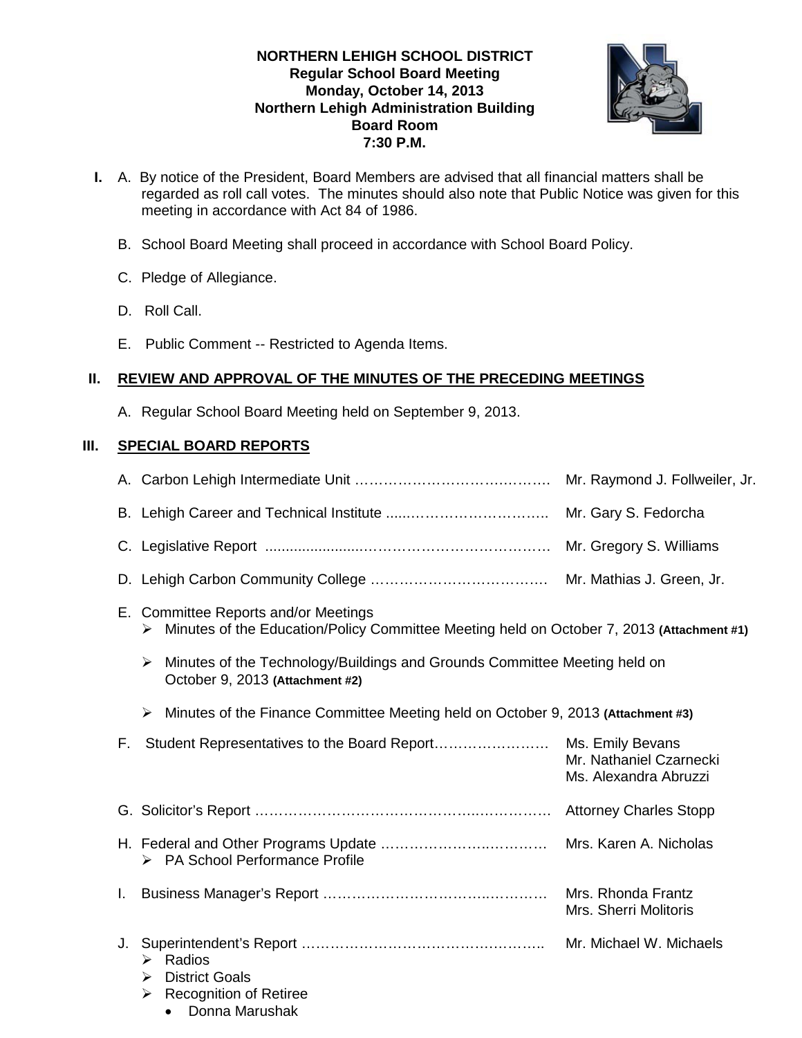**NORTHERN LEHIGH SCHOOL DISTRICT**
**Regular School Board Meeting**
**Monday, October 14, 2013**
**Northern Lehigh Administration Building**
**Board Room**
**7:30 P.M.**

**I.** A. By notice of the President, Board Members are advised that all financial matters shall be regarded as roll call votes. The minutes should also note that Public Notice was given for this meeting in accordance with Act 84 of 1986.

B. School Board Meeting shall proceed in accordance with School Board Policy.

C. Pledge of Allegiance.

D. Roll Call.

E. Public Comment -- Restricted to Agenda Items.

## II. REVIEW AND APPROVAL OF THE MINUTES OF THE PRECEDING MEETINGS

A. Regular School Board Meeting held on September 9, 2013.

## III. SPECIAL BOARD REPORTS

A. Carbon Lehigh Intermediate Unit ………………………………… Mr. Raymond J. Follweiler, Jr.

B. Lehigh Career and Technical Institute ………………………… Mr. Gary S. Fedorcha

C. Legislative Report ………………………………………………… Mr. Gregory S. Williams

D. Lehigh Carbon Community College ……………………………… Mr. Mathias J. Green, Jr.

E. Committee Reports and/or Meetings
- Minutes of the Education/Policy Committee Meeting held on October 7, 2013 **(Attachment #1)**
- Minutes of the Technology/Buildings and Grounds Committee Meeting held on October 9, 2013 **(Attachment #2)**
- Minutes of the Finance Committee Meeting held on October 9, 2013 **(Attachment #3)**

F. Student Representatives to the Board Report…………………… Ms. Emily Bevans
Mr. Nathaniel Czarnecki
Ms. Alexandra Abruzzi

G. Solicitor's Report ……………………………………………………… Attorney Charles Stopp

H. Federal and Other Programs Update …………………………… Mrs. Karen A. Nicholas
- PA School Performance Profile

I. Business Manager's Report ……………………………………… Mrs. Rhonda Frantz
Mrs. Sherri Molitoris

J. Superintendent's Report ……………………………………………… Mr. Michael W. Michaels
- Radios
- District Goals
- Recognition of Retiree
  - Donna Marushak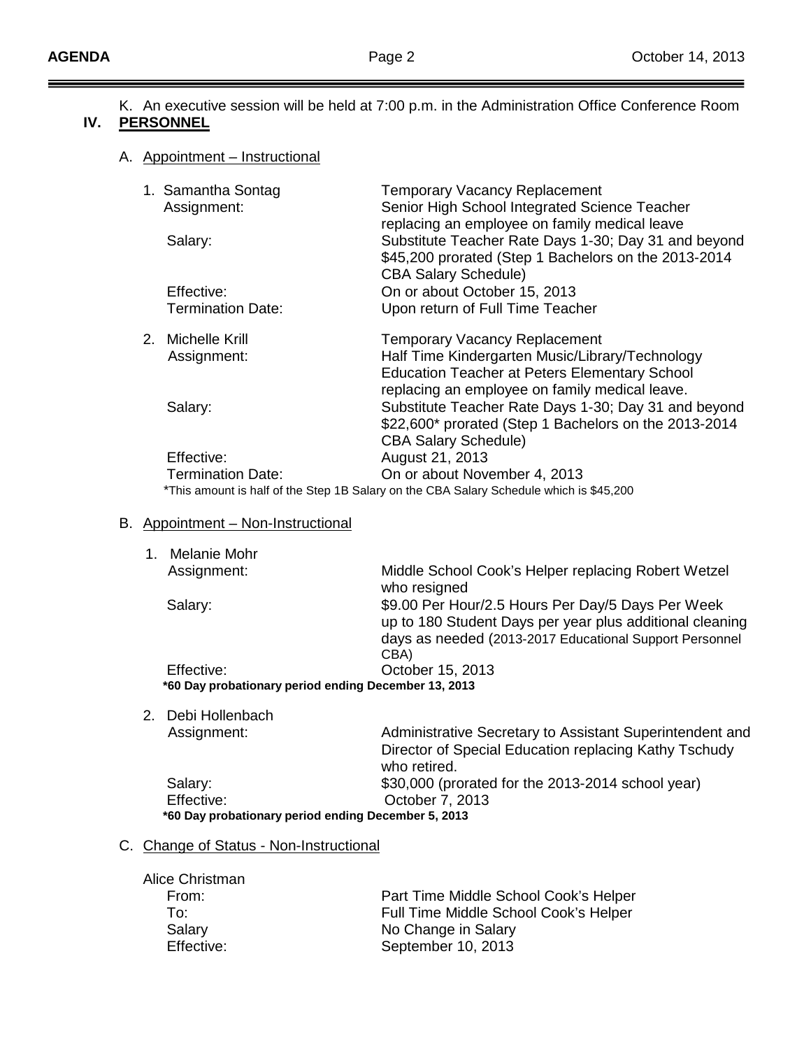K. An executive session will be held at 7:00 p.m. in the Administration Office Conference Room

## IV. PERSONNEL

### A. Appointment – Instructional

1. Samantha Sontag — Temporary Vacancy Replacement
   - Assignment: Senior High School Integrated Science Teacher replacing an employee on family medical leave
   - Salary: Substitute Teacher Rate Days 1-30; Day 31 and beyond $45,200 prorated (Step 1 Bachelors on the 2013-2014 CBA Salary Schedule)
   - Effective: On or about October 15, 2013
   - Termination Date: Upon return of Full Time Teacher

2. Michelle Krill — Temporary Vacancy Replacement
   - Assignment: Half Time Kindergarten Music/Library/Technology Education Teacher at Peters Elementary School replacing an employee on family medical leave.
   - Salary: Substitute Teacher Rate Days 1-30; Day 31 and beyond $22,600* prorated (Step 1 Bachelors on the 2013-2014 CBA Salary Schedule)
   - Effective: August 21, 2013
   - Termination Date: On or about November 4, 2013

   *This amount is half of the Step 1B Salary on the CBA Salary Schedule which is $45,200

### B. Appointment – Non-Instructional

1. Melanie Mohr
   - Assignment: Middle School Cook's Helper replacing Robert Wetzel who resigned
   - Salary: $9.00 Per Hour/2.5 Hours Per Day/5 Days Per Week up to 180 Student Days per year plus additional cleaning days as needed (2013-2017 Educational Support Personnel CBA)
   - Effective: October 15, 2013

   **\*60 Day probationary period ending December 13, 2013**

2. Debi Hollenbach
   - Assignment: Administrative Secretary to Assistant Superintendent and Director of Special Education replacing Kathy Tschudy who retired.
   - Salary: $30,000 (prorated for the 2013-2014 school year)
   - Effective: October 7, 2013

   **\*60 Day probationary period ending December 5, 2013**

### C. Change of Status - Non-Instructional

Alice Christman
- From: Part Time Middle School Cook's Helper
- To: Full Time Middle School Cook's Helper
- Salary: No Change in Salary
- Effective: September 10, 2013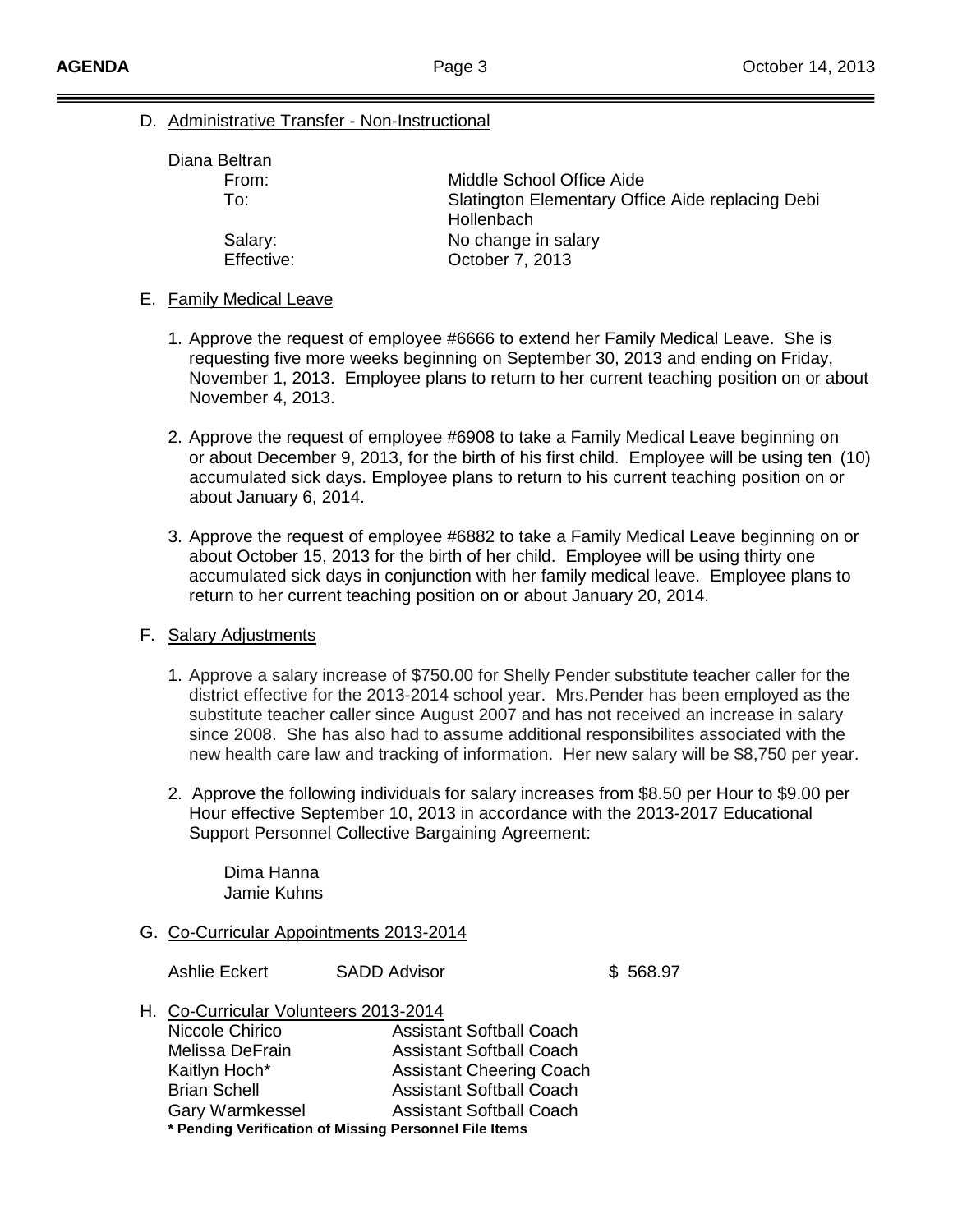D. Administrative Transfer - Non-Instructional

Diana Beltran

| | |
|---|---|
| From: | Middle School Office Aide |
| To: | Slatington Elementary Office Aide replacing Debi Hollenbach |
| Salary: | No change in salary |
| Effective: | October 7, 2013 |

E. Family Medical Leave

1. Approve the request of employee #6666 to extend her Family Medical Leave. She is requesting five more weeks beginning on September 30, 2013 and ending on Friday, November 1, 2013. Employee plans to return to her current teaching position on or about November 4, 2013.

2. Approve the request of employee #6908 to take a Family Medical Leave beginning on or about December 9, 2013, for the birth of his first child. Employee will be using ten (10) accumulated sick days. Employee plans to return to his current teaching position on or about January 6, 2014.

3. Approve the request of employee #6882 to take a Family Medical Leave beginning on or about October 15, 2013 for the birth of her child. Employee will be using thirty one accumulated sick days in conjunction with her family medical leave. Employee plans to return to her current teaching position on or about January 20, 2014.

F. Salary Adjustments

1. Approve a salary increase of $750.00 for Shelly Pender substitute teacher caller for the district effective for the 2013-2014 school year. Mrs.Pender has been employed as the substitute teacher caller since August 2007 and has not received an increase in salary since 2008. She has also had to assume additional responsibilites associated with the new health care law and tracking of information. Her new salary will be $8,750 per year.

2. Approve the following individuals for salary increases from $8.50 per Hour to $9.00 per Hour effective September 10, 2013 in accordance with the 2013-2017 Educational Support Personnel Collective Bargaining Agreement:

   Dima Hanna
   Jamie Kuhns

G. Co-Curricular Appointments 2013-2014

| | | |
|---|---|---|
| Ashlie Eckert | SADD Advisor | $ 568.97 |

H. Co-Curricular Volunteers 2013-2014

| | |
|---|---|
| Niccole Chirico | Assistant Softball Coach |
| Melissa DeFrain | Assistant Softball Coach |
| Kaitlyn Hoch* | Assistant Cheering Coach |
| Brian Schell | Assistant Softball Coach |
| Gary Warmkessel | Assistant Softball Coach |

**\* Pending Verification of Missing Personnel File Items**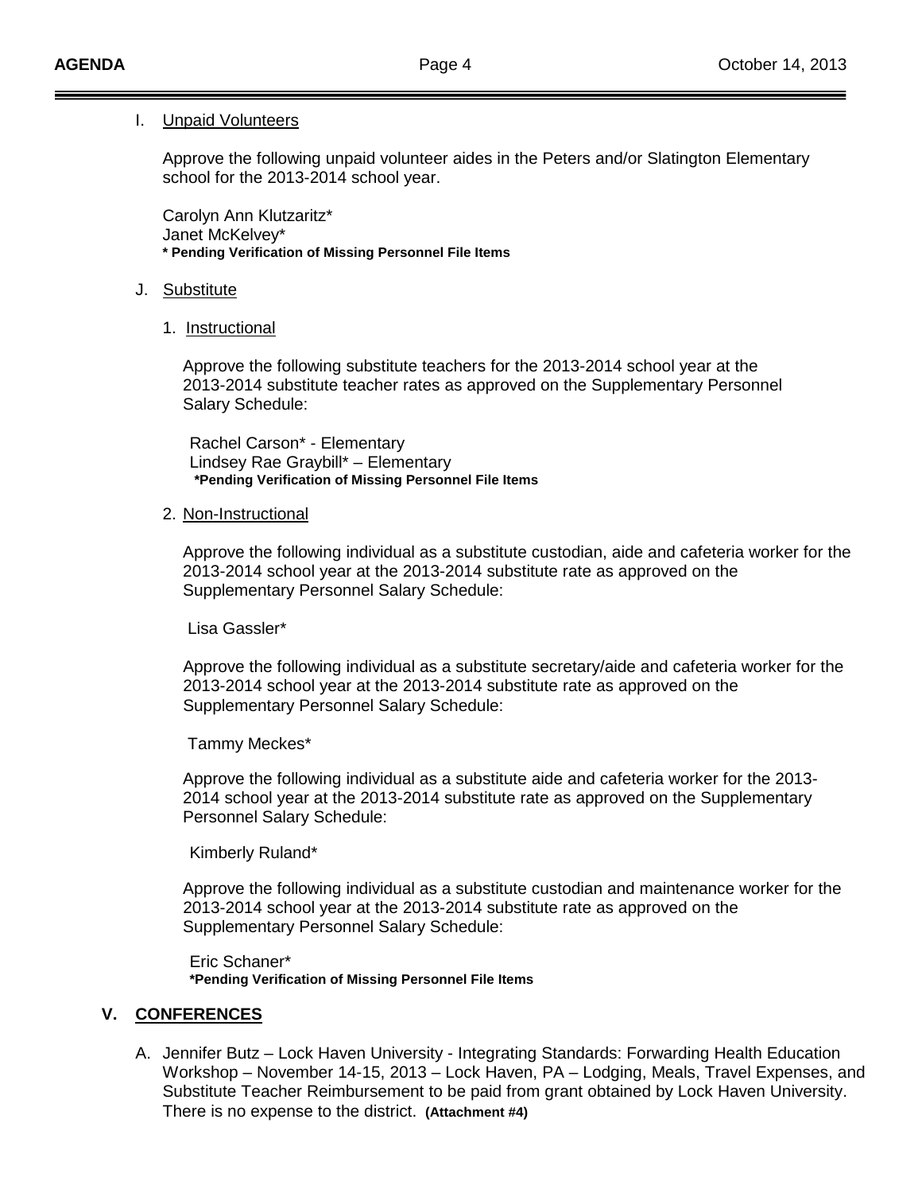I. Unpaid Volunteers

Approve the following unpaid volunteer aides in the Peters and/or Slatington Elementary school for the 2013-2014 school year.

Carolyn Ann Klutzaritz*
Janet McKelvey*
**\* Pending Verification of Missing Personnel File Items**

J. Substitute

1. Instructional

Approve the following substitute teachers for the 2013-2014 school year at the 2013-2014 substitute teacher rates as approved on the Supplementary Personnel Salary Schedule:

Rachel Carson* - Elementary
Lindsey Rae Graybill* – Elementary
**\*Pending Verification of Missing Personnel File Items**

2. Non-Instructional

Approve the following individual as a substitute custodian, aide and cafeteria worker for the 2013-2014 school year at the 2013-2014 substitute rate as approved on the Supplementary Personnel Salary Schedule:

Lisa Gassler*

Approve the following individual as a substitute secretary/aide and cafeteria worker for the 2013-2014 school year at the 2013-2014 substitute rate as approved on the Supplementary Personnel Salary Schedule:

Tammy Meckes*

Approve the following individual as a substitute aide and cafeteria worker for the 2013-2014 school year at the 2013-2014 substitute rate as approved on the Supplementary Personnel Salary Schedule:

Kimberly Ruland*

Approve the following individual as a substitute custodian and maintenance worker for the 2013-2014 school year at the 2013-2014 substitute rate as approved on the Supplementary Personnel Salary Schedule:

Eric Schaner*
**\*Pending Verification of Missing Personnel File Items**

## V. CONFERENCES

A. Jennifer Butz – Lock Haven University - Integrating Standards: Forwarding Health Education Workshop – November 14-15, 2013 – Lock Haven, PA – Lodging, Meals, Travel Expenses, and Substitute Teacher Reimbursement to be paid from grant obtained by Lock Haven University. There is no expense to the district. **(Attachment #4)**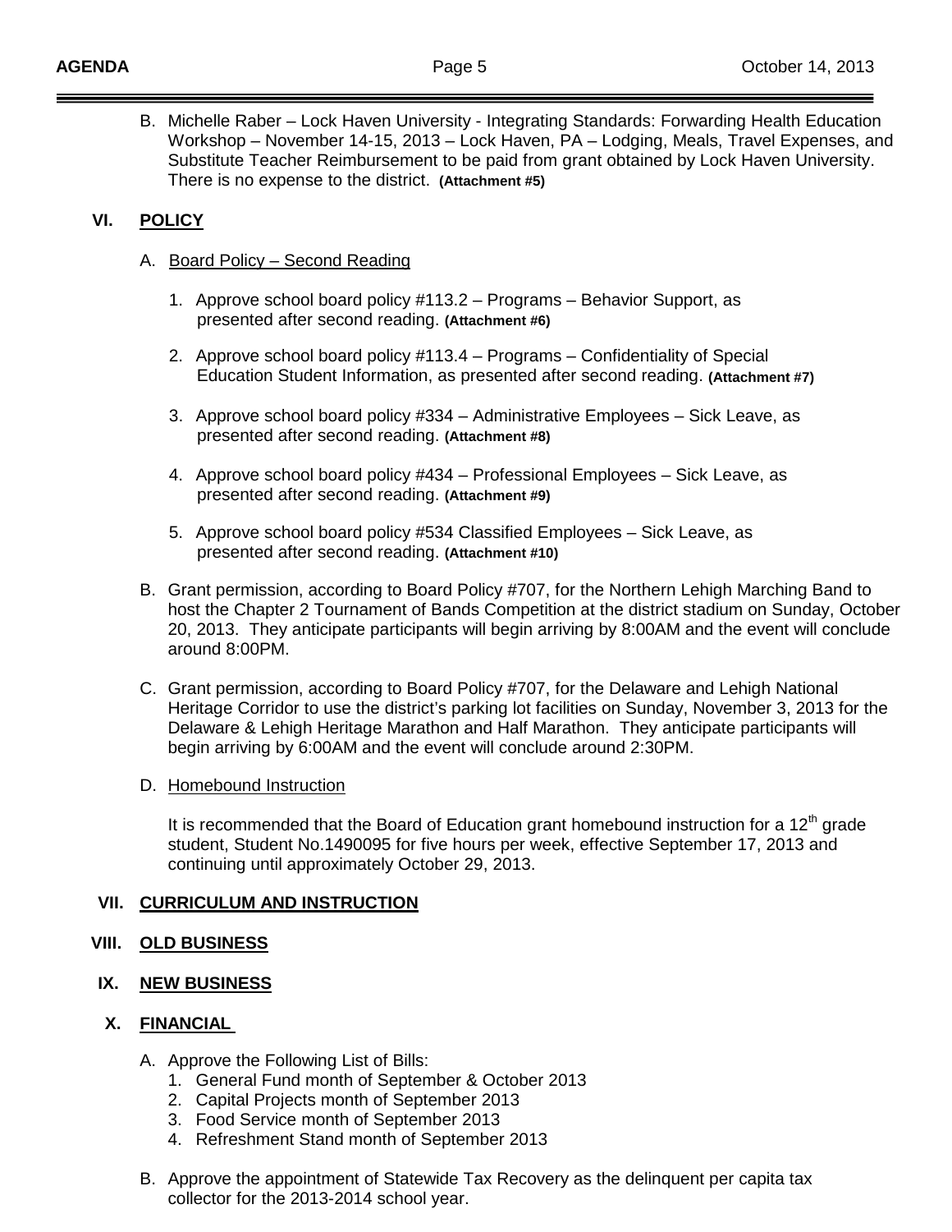B. Michelle Raber – Lock Haven University - Integrating Standards: Forwarding Health Education Workshop – November 14-15, 2013 – Lock Haven, PA – Lodging, Meals, Travel Expenses, and Substitute Teacher Reimbursement to be paid from grant obtained by Lock Haven University. There is no expense to the district. **(Attachment #5)**

## VI. POLICY

A. Board Policy – Second Reading

1. Approve school board policy #113.2 – Programs – Behavior Support, as presented after second reading. **(Attachment #6)**

2. Approve school board policy #113.4 – Programs – Confidentiality of Special Education Student Information, as presented after second reading. **(Attachment #7)**

3. Approve school board policy #334 – Administrative Employees – Sick Leave, as presented after second reading. **(Attachment #8)**

4. Approve school board policy #434 – Professional Employees – Sick Leave, as presented after second reading. **(Attachment #9)**

5. Approve school board policy #534 Classified Employees – Sick Leave, as presented after second reading. **(Attachment #10)**

B. Grant permission, according to Board Policy #707, for the Northern Lehigh Marching Band to host the Chapter 2 Tournament of Bands Competition at the district stadium on Sunday, October 20, 2013. They anticipate participants will begin arriving by 8:00AM and the event will conclude around 8:00PM.

C. Grant permission, according to Board Policy #707, for the Delaware and Lehigh National Heritage Corridor to use the district's parking lot facilities on Sunday, November 3, 2013 for the Delaware & Lehigh Heritage Marathon and Half Marathon. They anticipate participants will begin arriving by 6:00AM and the event will conclude around 2:30PM.

D. Homebound Instruction

It is recommended that the Board of Education grant homebound instruction for a 12th grade student, Student No.1490095 for five hours per week, effective September 17, 2013 and continuing until approximately October 29, 2013.

## VII. CURRICULUM AND INSTRUCTION

## VIII. OLD BUSINESS

## IX. NEW BUSINESS

## X. FINANCIAL

A. Approve the Following List of Bills:
   1. General Fund month of September & October 2013
   2. Capital Projects month of September 2013
   3. Food Service month of September 2013
   4. Refreshment Stand month of September 2013

B. Approve the appointment of Statewide Tax Recovery as the delinquent per capita tax collector for the 2013-2014 school year.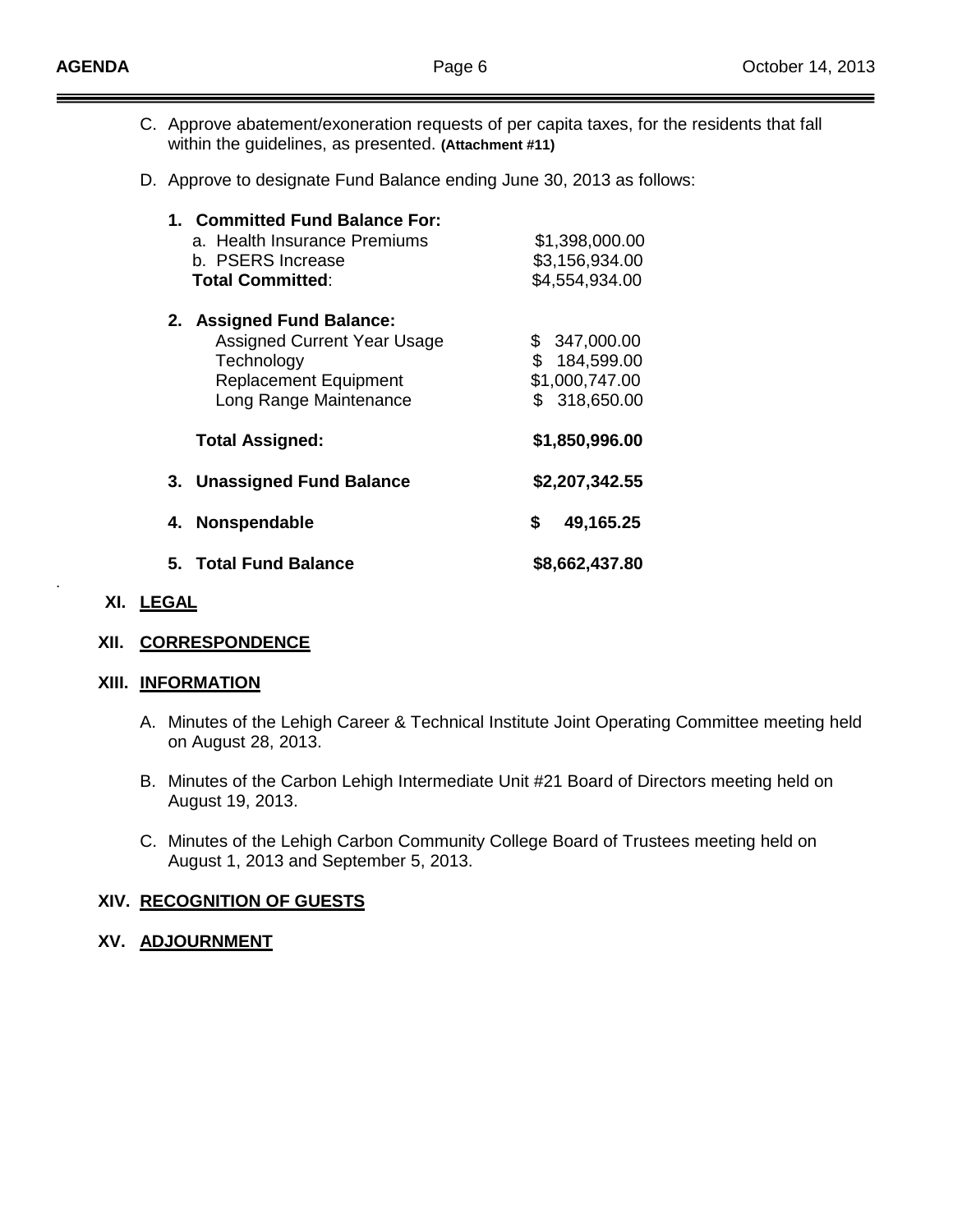C. Approve abatement/exoneration requests of per capita taxes, for the residents that fall within the guidelines, as presented. **(Attachment #11)**

D. Approve to designate Fund Balance ending June 30, 2013 as follows:

| | |
|---|---|
| **1. Committed Fund Balance For:** | |
| a. Health Insurance Premiums | $1,398,000.00 |
| b. PSERS Increase | $3,156,934.00 |
| **Total Committed**: | $4,554,934.00 |
| **2. Assigned Fund Balance:** | |
| Assigned Current Year Usage | $ 347,000.00 |
| Technology | $ 184,599.00 |
| Replacement Equipment | $1,000,747.00 |
| Long Range Maintenance | $ 318,650.00 |
| **Total Assigned:** | **$1,850,996.00** |
| **3. Unassigned Fund Balance** | **$2,207,342.55** |
| **4. Nonspendable** | **$ 49,165.25** |
| **5. Total Fund Balance** | **$8,662,437.80** |

## XI. LEGAL

## XII. CORRESPONDENCE

## XIII. INFORMATION

A. Minutes of the Lehigh Career & Technical Institute Joint Operating Committee meeting held on August 28, 2013.

B. Minutes of the Carbon Lehigh Intermediate Unit #21 Board of Directors meeting held on August 19, 2013.

C. Minutes of the Lehigh Carbon Community College Board of Trustees meeting held on August 1, 2013 and September 5, 2013.

## XIV. RECOGNITION OF GUESTS

## XV. ADJOURNMENT